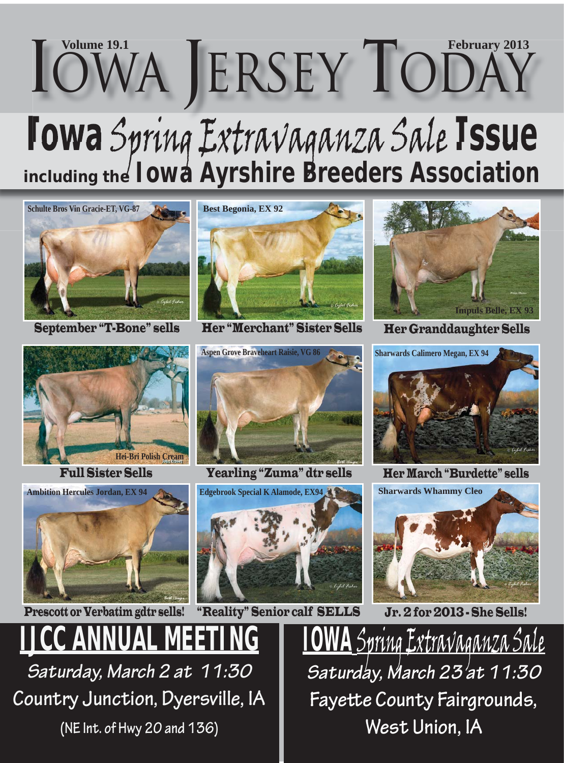# IOWA JERSEY TODAY

Volume 19.1 — February 2013

## Iowa Spring Extravaganza Sale Issue

### including the Iowa Ayrshire Breeders Association

Schulte Bros Vin Gracie-ET, VG-87

September "T-Bone" sells

Best Begonia, EX 92

Her "Merchant" Sister Sells

Impuls Belle, EX 93

Her Granddaughter Sells

Hei-Bri Polish Cream

Full Sister Sells

Aspen Grove Braveheart Raisie, VG 86

Yearling "Zuma" dtr sells

Sharwards Calimero Megan, EX 94

Her March "Burdette" sells

Ambition Hercules Jordan, EX 94

Prescott or Verbatim gdtr sells!

Edgebrook Special K Alamode, EX94

"Reality" Senior calf SELLS

Sharwards Whammy Cleo

Jr. 2 for 2013 - She Sells!

## IJCC ANNUAL MEETING

Saturday, March 2 at 11:30

Country Junction, Dyersville, IA

(NE Int. of Hwy 20 and 136)

## IOWA Spring Extravaganza Sale

Saturday, March 23 at 11:30

Fayette County Fairgrounds,

West Union, IA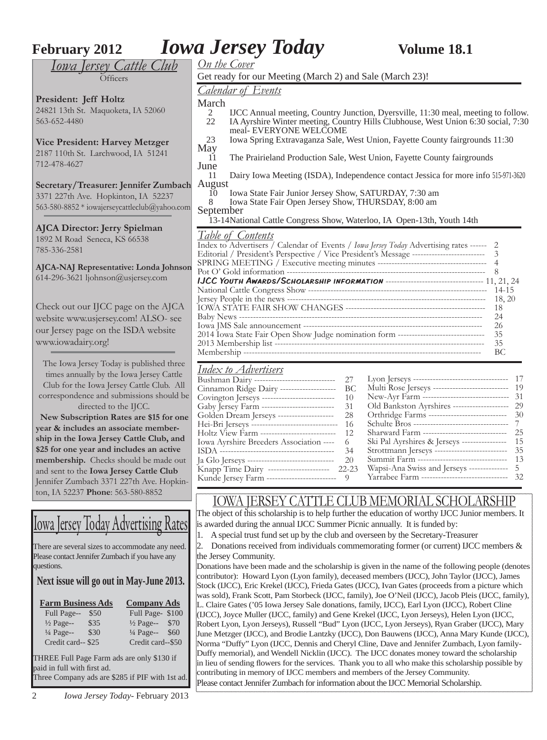# February 2012 *Iowa Jersey Today* Volume 18.1

## *Iowa Jersey Cattle Club*

Officers

**President: Jeff Holtz**
24821 13th St. Maquoketa, IA 52060
563-652-4480

**Vice President: Harvey Metzger**
2187 110th St. Larchwood, IA 51241
712-478-4627

**Secretary/Treasurer: Jennifer Zumbach**
3371 227th Ave. Hopkinton, IA 52237
563-580-8852 * iowajerseycattleclub@yahoo.com

**AJCA Director: Jerry Spielman**
1892 M Road Seneca, KS 66538
785-336-2581

**AJCA-NAJ Representative: Londa Johnson**
614-296-3621 ljohnson@usjersey.com

Check out our IJCC page on the AJCA website www.usjersey.com! ALSO- see our Jersey page on the ISDA website www.iowadairy.org!

The Iowa Jersey Today is published three times annually by the Iowa Jersey Cattle Club for the Iowa Jersey Cattle Club. All correspondence and submissions should be directed to the IJCC.

**New Subscription Rates are $15 for one year & includes an associate membership in the Iowa Jersey Cattle Club, and $25 for one year and includes an active membership.** Checks should be made out and sent to the **Iowa Jersey Cattle Club** Jennifer Zumbach 3371 227th Ave. Hopkinton, IA 52237 **Phone**: 563-580-8852

## Iowa Jersey Today Advertising Rates

There are several sizes to accommodate any need. Please contact Jennifer Zumbach if you have any questions.

**Next issue will go out in May-June 2013.**

| **Farm Business Ads** | | **Company Ads** | |
|---|---|---|---|
| Full Page-- | $50 | Full Page- | $100 |
| ½ Page-- | $35 | ½ Page-- | $70 |
| ¼ Page-- | $30 | ¼ Page-- | $60 |
| Credit card-- | $25 | Credit card-- | $50 |

THREE Full Page Farm ads are only $130 if paid in full with first ad.
Three Company ads are $285 if PIF with 1st ad.

## *On the Cover*

Get ready for our Meeting (March 2) and Sale (March 23)!

## *Calendar of Events*

**March**
- 2 IJCC Annual meeting, Country Junction, Dyersville, 11:30 meal, meeting to follow.
- 22 IA Ayrshire Winter meeting, Country Hills Clubhouse, West Union 6:30 social, 7:30 meal- EVERYONE WELCOME
- 23 Iowa Spring Extravaganza Sale, West Union, Fayette County fairgrounds 11:30

**May**
- 11 The Prairieland Production Sale, West Union, Fayette County fairgrounds

**June**
- 11 Dairy Iowa Meeting (ISDA), Independence contact Jessica for more info 515-971-3620

**August**
- 10 Iowa State Fair Junior Jersey Show, SATURDAY, 7:30 am
- 8 Iowa State Fair Open Jersey Show, THURSDAY, 8:00 am

**September**
- 13-14 National Cattle Congress Show, Waterloo, IA Open-13th, Youth 14th

## *Table of Contents*

| | |
|---|---|
| Index to Advertisers / Calendar of Events / *Iowa Jersey Today* Advertising rates | 2 |
| Editorial / President's Perspective / Vice President's Message | 3 |
| SPRING MEETING / Executive meeting minutes | 4 |
| Pot O' Gold information | 8 |
| ***IJCC Youth Awards/Scholarship information*** | 11, 21, 24 |
| National Cattle Congress Show | 14-15 |
| Jersey People in the news | 18, 20 |
| IOWA STATE FAIR SHOW CHANGES | 18 |
| Baby News | 24 |
| Iowa JMS Sale announcement | 26 |
| 2014 Iowa State Fair Open Show Judge nomination form | 35 |
| 2013 Membership list | 35 |
| Membership | BC |

## *Index to Advertisers*

| | | | |
|---|---|---|---|
| Bushman Dairy | 27 | Lyon Jerseys | 17 |
| Cinnamon Ridge Dairy | BC | Multi Rose Jerseys | 19 |
| Covington Jerseys | 10 | New-Ayr Farm | 31 |
| Gaby Jersey Farm | 31 | Old Bankston Ayrshires | 29 |
| Golden Dream Jerseys | 28 | Orthridge Farms | 30 |
| Hei-Bri Jerseys | 16 | Schulte Bros | 7 |
| Holtz View Farm | 12 | Sharward Farm | 25 |
| Iowa Ayrshire Breeders Association | 6 | Ski Pal Ayrshires & Jerseys | 15 |
| ISDA | 34 | Strottmann Jerseys | 35 |
| Ja Glo Jerseys | 20 | Summit Farm | 13 |
| Knapp Time Dairy | 22-23 | Wapsi-Ana Swiss and Jerseys | 5 |
| Kunde Jersey Farm | 9 | Yarrabee Farm | 32 |

## IOWA JERSEY CATTLE CLUB MEMORIAL SCHOLARSHIP

The object of this scholarship is to help further the education of worthy IJCC Junior members. It is awarded during the annual IJCC Summer Picnic annually. It is funded by:

1. A special trust fund set up by the club and overseen by the Secretary-Treasurer
2. Donations received from individuals commemorating former (or current) IJCC members & the Jersey Community.

Donations have been made and the scholarship is given in the name of the following people (denotes contributor): Howard Lyon (Lyon family), deceased members (IJCC), John Taylor (IJCC), James Stock (IJCC), Eric Krekel (IJCC), Frieda Gates (IJCC), Ivan Gates (proceeds from a picture which was sold), Frank Scott, Pam Storbeck (IJCC, family), Joe O'Neil (IJCC), Jacob Pleis (IJCC, family), L. Claire Gates ('05 Iowa Jersey Sale donations, family, IJCC), Earl Lyon (IJCC), Robert Cline (IJCC), Joyce Muller (IJCC, family) and Gene Krekel (IJCC, Lyon Jerseys), Helen Lyon (IJCC, Robert Lyon, Lyon Jerseys), Russell "Bud" Lyon (IJCC, Lyon Jerseys), Ryan Graber (IJCC), Mary June Metzger (IJCC), and Brodie Lantzky (IJCC), Don Bauwens (IJCC), Anna Mary Kunde (IJCC), Norma "Duffy" Lyon (IJCC, Dennis and Cheryl Cline, Dave and Jennifer Zumbach, Lyon family-Duffy memorial), and Wendell Nicklin (IJCC). The IJCC donates money toward the scholarship in lieu of sending flowers for the services. Thank you to all who make this scholarship possible by contributing in memory of IJCC members and members of the Jersey Community.

Please contact Jennifer Zumbach for information about the IJCC Memorial Scholarship.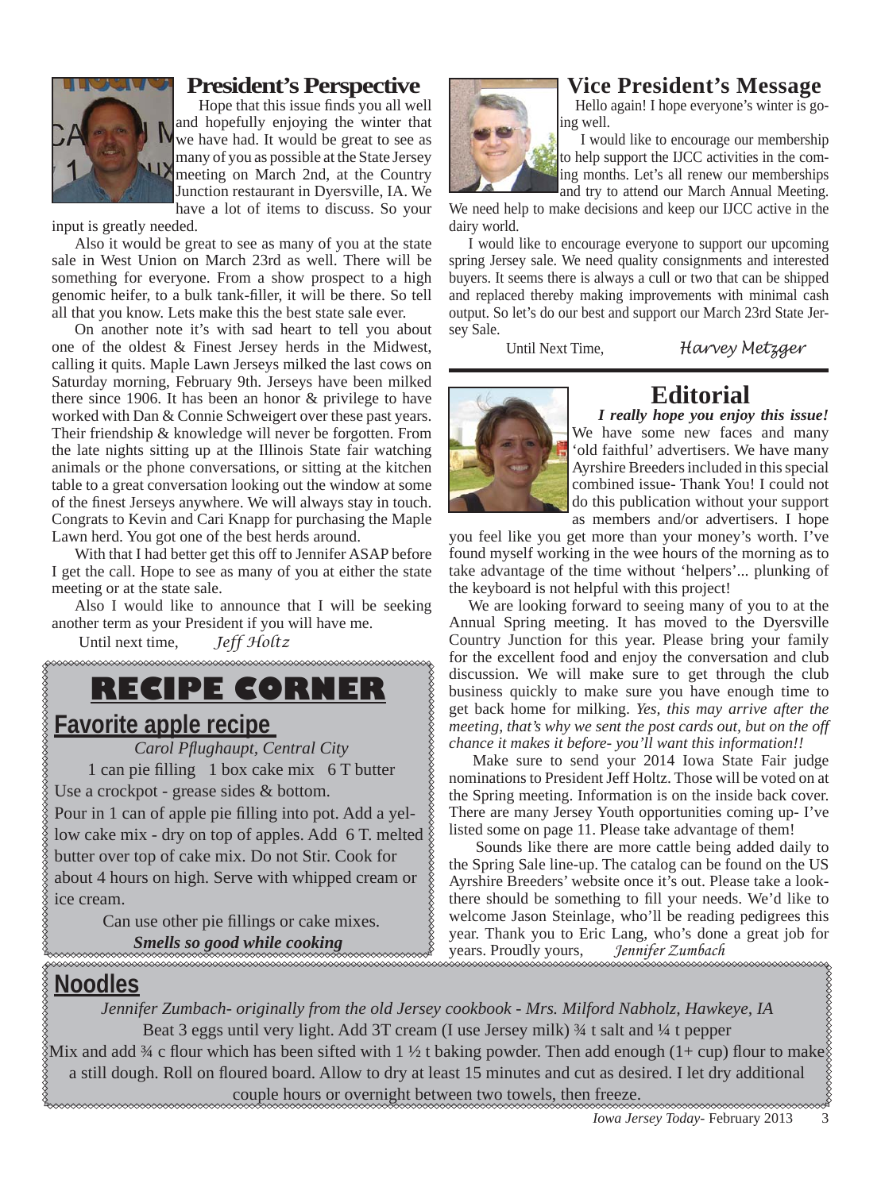## President's Perspective

Hope that this issue finds you all well and hopefully enjoying the winter that we have had. It would be great to see as many of you as possible at the State Jersey meeting on March 2nd, at the Country Junction restaurant in Dyersville, IA. We have a lot of items to discuss. So your input is greatly needed.

Also it would be great to see as many of you at the state sale in West Union on March 23rd as well. There will be something for everyone. From a show prospect to a high genomic heifer, to a bulk tank-filler, it will be there. So tell all that you know. Lets make this the best state sale ever.

On another note it's with sad heart to tell you about one of the oldest & Finest Jersey herds in the Midwest, calling it quits. Maple Lawn Jerseys milked the last cows on Saturday morning, February 9th. Jerseys have been milked there since 1906. It has been an honor & privilege to have worked with Dan & Connie Schweigert over these past years. Their friendship & knowledge will never be forgotten. From the late nights sitting up at the Illinois State fair watching animals or the phone conversations, or sitting at the kitchen table to a great conversation looking out the window at some of the finest Jerseys anywhere. We will always stay in touch. Congrats to Kevin and Cari Knapp for purchasing the Maple Lawn herd. You got one of the best herds around.

With that I had better get this off to Jennifer ASAP before I get the call. Hope to see as many of you at either the state meeting or at the state sale.

Also I would like to announce that I will be seeking another term as your President if you will have me.

Until next time, *Jeff Holtz*

## Vice President's Message

Hello again! I hope everyone's winter is going well.

I would like to encourage our membership to help support the IJCC activities in the coming months. Let's all renew our memberships and try to attend our March Annual Meeting. We need help to make decisions and keep our IJCC active in the dairy world.

I would like to encourage everyone to support our upcoming spring Jersey sale. We need quality consignments and interested buyers. It seems there is always a cull or two that can be shipped and replaced thereby making improvements with minimal cash output. So let's do our best and support our March 23rd State Jersey Sale.

Until Next Time, *Harvey Metzger*

## Editorial

***I really hope you enjoy this issue!*** We have some new faces and many 'old faithful' advertisers. We have many Ayrshire Breeders included in this special combined issue- Thank You! I could not do this publication without your support as members and/or advertisers. I hope you feel like you get more than your money's worth. I've found myself working in the wee hours of the morning as to take advantage of the time without 'helpers'... plunking of the keyboard is not helpful with this project!

We are looking forward to seeing many of you to at the Annual Spring meeting. It has moved to the Dyersville Country Junction for this year. Please bring your family for the excellent food and enjoy the conversation and club discussion. We will make sure to get through the club business quickly to make sure you have enough time to get back home for milking. *Yes, this may arrive after the meeting, that's why we sent the post cards out, but on the off chance it makes it before- you'll want this information!!*

Make sure to send your 2014 Iowa State Fair judge nominations to President Jeff Holtz. Those will be voted on at the Spring meeting. Information is on the inside back cover. There are many Jersey Youth opportunities coming up- I've listed some on page 11. Please take advantage of them!

Sounds like there are more cattle being added daily to the Spring Sale line-up. The catalog can be found on the US Ayrshire Breeders' website once it's out. Please take a look-there should be something to fill your needs. We'd like to welcome Jason Steinlage, who'll be reading pedigrees this year. Thank you to Eric Lang, who's done a great job for years. Proudly yours, *Jennifer Zumbach*

## RECIPE CORNER

### Favorite apple recipe

*Carol Pflughaupt, Central City*

1 can pie filling 1 box cake mix 6 T butter

Use a crockpot - grease sides & bottom.

Pour in 1 can of apple pie filling into pot. Add a yellow cake mix - dry on top of apples. Add 6 T. melted butter over top of cake mix. Do not Stir. Cook for about 4 hours on high. Serve with whipped cream or ice cream.

Can use other pie fillings or cake mixes.

***Smells so good while cooking***

### Noodles

*Jennifer Zumbach- originally from the old Jersey cookbook - Mrs. Milford Nabholz, Hawkeye, IA*

Beat 3 eggs until very light. Add 3T cream (I use Jersey milk) ¾ t salt and ¼ t pepper

Mix and add ¾ c flour which has been sifted with 1 ½ t baking powder. Then add enough (1+ cup) flour to make a still dough. Roll on floured board. Allow to dry at least 15 minutes and cut as desired. I let dry additional couple hours or overnight between two towels, then freeze.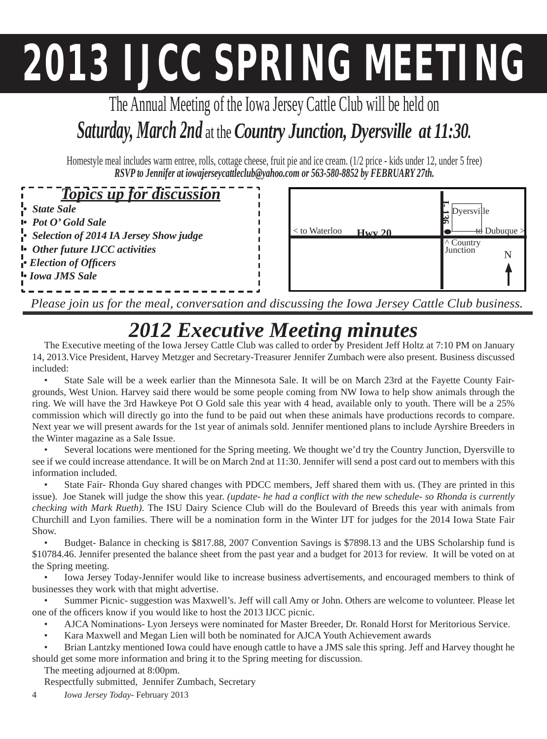// 2013 IJCC SPRING MEETING

The Annual Meeting of the Iowa Jersey Cattle Club will be held on

***Saturday, March 2nd*** at the ***Country Junction, Dyersville at 11:30.***

Homestyle meal includes warm entree, rolls, cottage cheese, fruit pie and ice cream. (1/2 price - kids under 12, under 5 free)

***RSVP to Jennifer at iowajerseycattleclub@yahoo.com or 563-580-8852 by FEBRUARY 27th.***

## *Topics up for discussion*

- ***State Sale***
- ***Pot O' Gold Sale***
- ***Selection of 2014 IA Jersey Show judge***
- ***Other future IJCC activities***
- ***Election of Officers***
- ***Iowa JMS Sale***

< to Waterloo Hwy 20 I-136 Dyersville to Dubuque > ^ Country Junction N

*Please join us for the meal, conversation and discussing the Iowa Jersey Cattle Club business.*

# *2012 Executive Meeting minutes*

The Executive meeting of the Iowa Jersey Cattle Club was called to order by President Jeff Holtz at 7:10 PM on January 14, 2013.Vice President, Harvey Metzger and Secretary-Treasurer Jennifer Zumbach were also present. Business discussed included:

- State Sale will be a week earlier than the Minnesota Sale. It will be on March 23rd at the Fayette County Fairgrounds, West Union. Harvey said there would be some people coming from NW Iowa to help show animals through the ring. We will have the 3rd Hawkeye Pot O Gold sale this year with 4 head, available only to youth. There will be a 25% commission which will directly go into the fund to be paid out when these animals have productions records to compare. Next year we will present awards for the 1st year of animals sold. Jennifer mentioned plans to include Ayrshire Breeders in the Winter magazine as a Sale Issue.
- Several locations were mentioned for the Spring meeting. We thought we'd try the Country Junction, Dyersville to see if we could increase attendance. It will be on March 2nd at 11:30. Jennifer will send a post card out to members with this information included.
- State Fair- Rhonda Guy shared changes with PDCC members, Jeff shared them with us. (They are printed in this issue). Joe Stanek will judge the show this year. *(update- he had a conflict with the new schedule- so Rhonda is currently checking with Mark Rueth)*. The ISU Dairy Science Club will do the Boulevard of Breeds this year with animals from Churchill and Lyon families. There will be a nomination form in the Winter IJT for judges for the 2014 Iowa State Fair Show.
- Budget- Balance in checking is $817.88, 2007 Convention Savings is $7898.13 and the UBS Scholarship fund is $10784.46. Jennifer presented the balance sheet from the past year and a budget for 2013 for review. It will be voted on at the Spring meeting.
- Iowa Jersey Today-Jennifer would like to increase business advertisements, and encouraged members to think of businesses they work with that might advertise.
- Summer Picnic- suggestion was Maxwell's. Jeff will call Amy or John. Others are welcome to volunteer. Please let one of the officers know if you would like to host the 2013 IJCC picnic.
- AJCA Nominations- Lyon Jerseys were nominated for Master Breeder, Dr. Ronald Horst for Meritorious Service.
- Kara Maxwell and Megan Lien will both be nominated for AJCA Youth Achievement awards
- Brian Lantzky mentioned Iowa could have enough cattle to have a JMS sale this spring. Jeff and Harvey thought he should get some more information and bring it to the Spring meeting for discussion.

The meeting adjourned at 8:00pm.

Respectfully submitted, Jennifer Zumbach, Secretary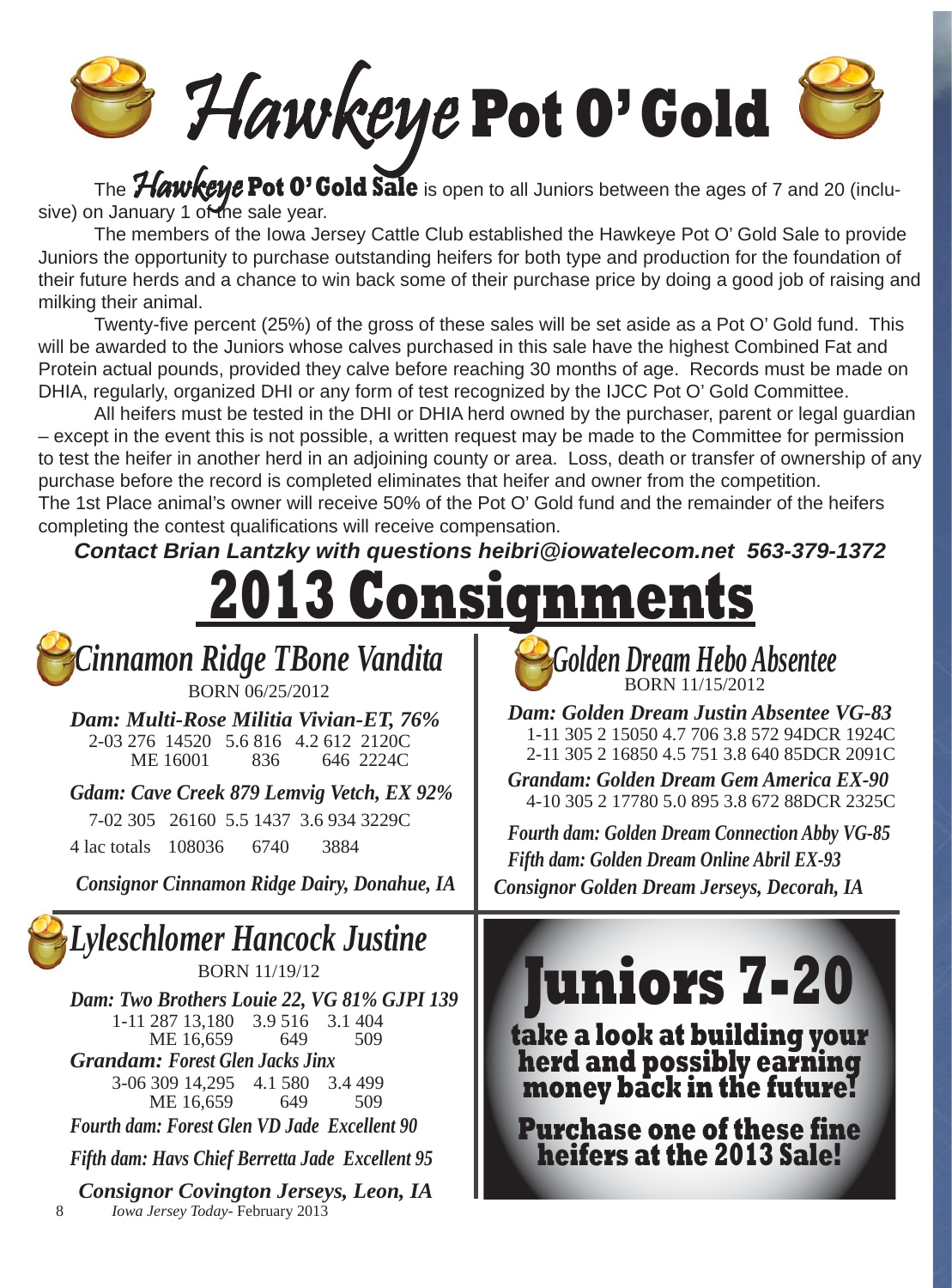# Hawkeye Pot O' Gold

The **Hawkeye Pot O' Gold Sale** is open to all Juniors between the ages of 7 and 20 (inclusive) on January 1 of the sale year.

The members of the Iowa Jersey Cattle Club established the Hawkeye Pot O' Gold Sale to provide Juniors the opportunity to purchase outstanding heifers for both type and production for the foundation of their future herds and a chance to win back some of their purchase price by doing a good job of raising and milking their animal.

Twenty-five percent (25%) of the gross of these sales will be set aside as a Pot O' Gold fund. This will be awarded to the Juniors whose calves purchased in this sale have the highest Combined Fat and Protein actual pounds, provided they calve before reaching 30 months of age. Records must be made on DHIA, regularly, organized DHI or any form of test recognized by the IJCC Pot O' Gold Committee.

All heifers must be tested in the DHI or DHIA herd owned by the purchaser, parent or legal guardian – except in the event this is not possible, a written request may be made to the Committee for permission to test the heifer in another herd in an adjoining county or area. Loss, death or transfer of ownership of any purchase before the record is completed eliminates that heifer and owner from the competition.

The 1st Place animal's owner will receive 50% of the Pot O' Gold fund and the remainder of the heifers completing the contest qualifications will receive compensation.

***Contact Brian Lantzky with questions heibri@iowatelecom.net 563-379-1372***

## 2013 Consignments

### *Cinnamon Ridge TBone Vandita*

BORN 06/25/2012

***Dam: Multi-Rose Militia Vivian-ET, 76%***

2-03 276 14520 5.6 816 4.2 612 2120C
ME 16001 836 646 2224C

***Gdam: Cave Creek 879 Lemvig Vetch, EX 92%***

7-02 305 26160 5.5 1437 3.6 934 3229C
4 lac totals 108036 6740 3884

***Consignor Cinnamon Ridge Dairy, Donahue, IA***

### *Golden Dream Hebo Absentee*

BORN 11/15/2012

***Dam: Golden Dream Justin Absentee VG-83***

1-11 305 2 15050 4.7 706 3.8 572 94DCR 1924C
2-11 305 2 16850 4.5 751 3.8 640 85DCR 2091C

***Grandam: Golden Dream Gem America EX-90***

4-10 305 2 17780 5.0 895 3.8 672 88DCR 2325C

***Fourth dam: Golden Dream Connection Abby VG-85***

***Fifth dam: Golden Dream Online Abril EX-93***

***Consignor Golden Dream Jerseys, Decorah, IA***

### *Lyleschlomer Hancock Justine*

BORN 11/19/12

***Dam: Two Brothers Louie 22, VG 81% GJPI 139***

1-11 287 13,180 3.9 516 3.1 404
ME 16,659 649 509

***Grandam: Forest Glen Jacks Jinx***

3-06 309 14,295 4.1 580 3.4 499
ME 16,659 649 509

***Fourth dam: Forest Glen VD Jade Excellent 90***

***Fifth dam: Havs Chief Berretta Jade Excellent 95***

***Consignor Covington Jerseys, Leon, IA***

## Juniors 7-20

**take a look at building your herd and possibly earning money back in the future!**

**Purchase one of these fine heifers at the 2013 Sale!**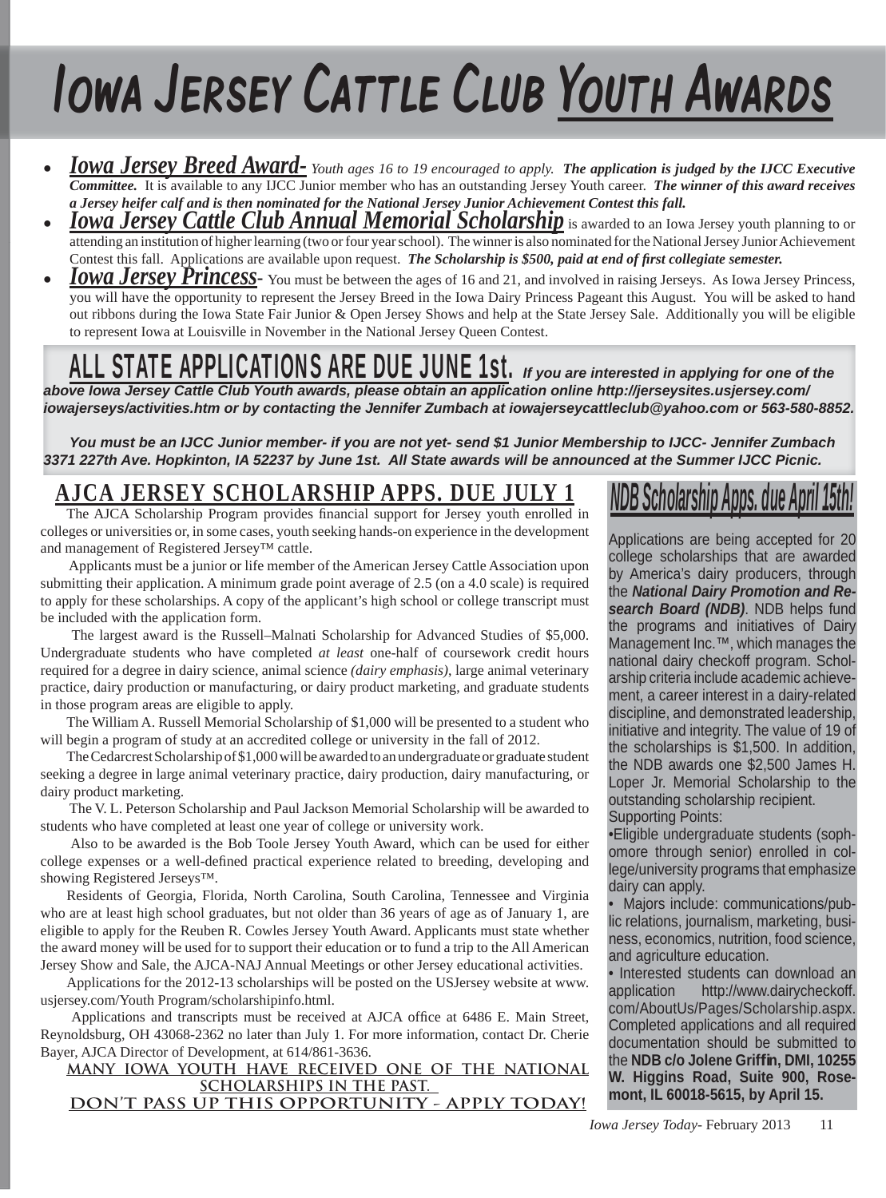# Iowa Jersey Cattle Club Youth Awards

- ***Iowa Jersey Breed Award-*** *Youth ages 16 to 19 encouraged to apply.* ***The application is judged by the IJCC Executive Committee.*** It is available to any IJCC Junior member who has an outstanding Jersey Youth career. ***The winner of this award receives a Jersey heifer calf and is then nominated for the National Jersey Junior Achievement Contest this fall.***
- ***Iowa Jersey Cattle Club Annual Memorial Scholarship*** is awarded to an Iowa Jersey youth planning to or attending an institution of higher learning (two or four year school). The winner is also nominated for the National Jersey Junior Achievement Contest this fall. Applications are available upon request. ***The Scholarship is $500, paid at end of first collegiate semester.***
- ***Iowa Jersey Princess-*** You must be between the ages of 16 and 21, and involved in raising Jerseys. As Iowa Jersey Princess, you will have the opportunity to represent the Jersey Breed in the Iowa Dairy Princess Pageant this August. You will be asked to hand out ribbons during the Iowa State Fair Junior & Open Jersey Shows and help at the State Jersey Sale. Additionally you will be eligible to represent Iowa at Louisville in November in the National Jersey Queen Contest.

**ALL STATE APPLICATIONS ARE DUE JUNE 1st.** ***If you are interested in applying for one of the above Iowa Jersey Cattle Club Youth awards, please obtain an application online http://jerseysites.usjersey.com/iowajerseys/activities.htm or by contacting the Jennifer Zumbach at iowajerseycattleclub@yahoo.com or 563-580-8852.***

***You must be an IJCC Junior member- if you are not yet- send $1 Junior Membership to IJCC- Jennifer Zumbach 3371 227th Ave. Hopkinton, IA 52237 by June 1st. All State awards will be announced at the Summer IJCC Picnic.***

## AJCA JERSEY SCHOLARSHIP APPS. DUE JULY 1

The AJCA Scholarship Program provides financial support for Jersey youth enrolled in colleges or universities or, in some cases, youth seeking hands-on experience in the development and management of Registered Jersey™ cattle.

Applicants must be a junior or life member of the American Jersey Cattle Association upon submitting their application. A minimum grade point average of 2.5 (on a 4.0 scale) is required to apply for these scholarships. A copy of the applicant's high school or college transcript must be included with the application form.

The largest award is the Russell–Malnati Scholarship for Advanced Studies of $5,000. Undergraduate students who have completed *at least* one-half of coursework credit hours required for a degree in dairy science, animal science *(dairy emphasis)*, large animal veterinary practice, dairy production or manufacturing, or dairy product marketing, and graduate students in those program areas are eligible to apply.

The William A. Russell Memorial Scholarship of $1,000 will be presented to a student who will begin a program of study at an accredited college or university in the fall of 2012.

The Cedarcrest Scholarship of $1,000 will be awarded to an undergraduate or graduate student seeking a degree in large animal veterinary practice, dairy production, dairy manufacturing, or dairy product marketing.

The V. L. Peterson Scholarship and Paul Jackson Memorial Scholarship will be awarded to students who have completed at least one year of college or university work.

Also to be awarded is the Bob Toole Jersey Youth Award, which can be used for either college expenses or a well-defined practical experience related to breeding, developing and showing Registered Jerseys™.

Residents of Georgia, Florida, North Carolina, South Carolina, Tennessee and Virginia who are at least high school graduates, but not older than 36 years of age as of January 1, are eligible to apply for the Reuben R. Cowles Jersey Youth Award. Applicants must state whether the award money will be used for to support their education or to fund a trip to the All American Jersey Show and Sale, the AJCA-NAJ Annual Meetings or other Jersey educational activities.

Applications for the 2012-13 scholarships will be posted on the USJersey website at www.usjersey.com/Youth Program/scholarshipinfo.html.

Applications and transcripts must be received at AJCA office at 6486 E. Main Street, Reynoldsburg, OH 43068-2362 no later than July 1. For more information, contact Dr. Cherie Bayer, AJCA Director of Development, at 614/861-3636.

**MANY IOWA YOUTH HAVE RECEIVED ONE OF THE NATIONAL SCHOLARSHIPS IN THE PAST.**
**DON'T PASS UP THIS OPPORTUNITY - APPLY TODAY!**

## NDB Scholarship Apps. due April 15th!

Applications are being accepted for 20 college scholarships that are awarded by America's dairy producers, through the ***National Dairy Promotion and Research Board (NDB)***. NDB helps fund the programs and initiatives of Dairy Management Inc.™, which manages the national dairy checkoff program. Scholarship criteria include academic achievement, a career interest in a dairy-related discipline, and demonstrated leadership, initiative and integrity. The value of 19 of the scholarships is $1,500. In addition, the NDB awards one $2,500 James H. Loper Jr. Memorial Scholarship to the outstanding scholarship recipient.

Supporting Points:

- Eligible undergraduate students (sophomore through senior) enrolled in college/university programs that emphasize dairy can apply.
- Majors include: communications/public relations, journalism, marketing, business, economics, nutrition, food science, and agriculture education.
- Interested students can download an application http://www.dairycheckoff.com/AboutUs/Pages/Scholarship.aspx. Completed applications and all required documentation should be submitted to the **NDB c/o Jolene Griffin, DMI, 10255 W. Higgins Road, Suite 900, Rosemont, IL 60018-5615, by April 15.**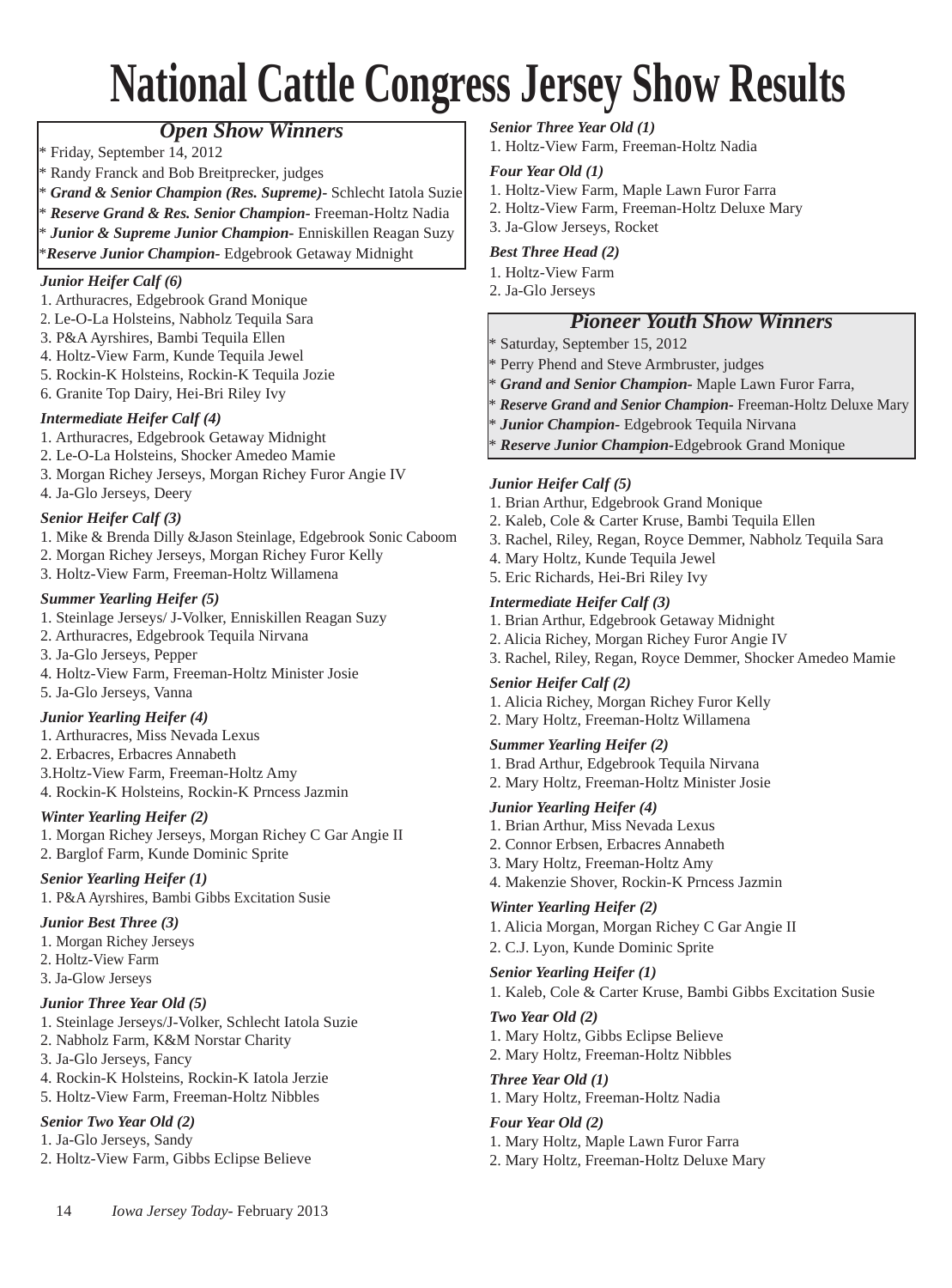# National Cattle Congress Jersey Show Results

## *Open Show Winners*

* Friday, September 14, 2012
* Randy Franck and Bob Breitprecker, judges
* ***Grand & Senior Champion (Res. Supreme)-*** Schlecht Iatola Suzie
* ***Reserve Grand & Res. Senior Champion-*** Freeman-Holtz Nadia
* ***Junior & Supreme Junior Champion-*** Enniskillen Reagan Suzy
* ***Reserve Junior Champion-*** Edgebrook Getaway Midnight

***Junior Heifer Calf (6)***

1. Arthuracres, Edgebrook Grand Monique
2. Le-O-La Holsteins, Nabholz Tequila Sara
3. P&A Ayrshires, Bambi Tequila Ellen
4. Holtz-View Farm, Kunde Tequila Jewel
5. Rockin-K Holsteins, Rockin-K Tequila Jozie
6. Granite Top Dairy, Hei-Bri Riley Ivy

***Intermediate Heifer Calf (4)***

1. Arthuracres, Edgebrook Getaway Midnight
2. Le-O-La Holsteins, Shocker Amedeo Mamie
3. Morgan Richey Jerseys, Morgan Richey Furor Angie IV
4. Ja-Glo Jerseys, Deery

***Senior Heifer Calf (3)***

1. Mike & Brenda Dilly &Jason Steinlage, Edgebrook Sonic Caboom
2. Morgan Richey Jerseys, Morgan Richey Furor Kelly
3. Holtz-View Farm, Freeman-Holtz Willamena

***Summer Yearling Heifer (5)***

1. Steinlage Jerseys/ J-Volker, Enniskillen Reagan Suzy
2. Arthuracres, Edgebrook Tequila Nirvana
3. Ja-Glo Jerseys, Pepper
4. Holtz-View Farm, Freeman-Holtz Minister Josie
5. Ja-Glo Jerseys, Vanna

***Junior Yearling Heifer (4)***

1. Arthuracres, Miss Nevada Lexus
2. Erbacres, Erbacres Annabeth
3. Holtz-View Farm, Freeman-Holtz Amy
4. Rockin-K Holsteins, Rockin-K Prncess Jazmin

***Winter Yearling Heifer (2)***

1. Morgan Richey Jerseys, Morgan Richey C Gar Angie II
2. Barglof Farm, Kunde Dominic Sprite

***Senior Yearling Heifer (1)***

1. P&A Ayrshires, Bambi Gibbs Excitation Susie

***Junior Best Three (3)***

1. Morgan Richey Jerseys
2. Holtz-View Farm
3. Ja-Glow Jerseys

***Junior Three Year Old (5)***

1. Steinlage Jerseys/J-Volker, Schlecht Iatola Suzie
2. Nabholz Farm, K&M Norstar Charity
3. Ja-Glo Jerseys, Fancy
4. Rockin-K Holsteins, Rockin-K Iatola Jerzie
5. Holtz-View Farm, Freeman-Holtz Nibbles

***Senior Two Year Old (2)***

1. Ja-Glo Jerseys, Sandy
2. Holtz-View Farm, Gibbs Eclipse Believe

***Senior Three Year Old (1)***

1. Holtz-View Farm, Freeman-Holtz Nadia

***Four Year Old (1)***

1. Holtz-View Farm, Maple Lawn Furor Farra
2. Holtz-View Farm, Freeman-Holtz Deluxe Mary
3. Ja-Glow Jerseys, Rocket

***Best Three Head (2)***

1. Holtz-View Farm
2. Ja-Glo Jerseys

## *Pioneer Youth Show Winners*

* Saturday, September 15, 2012
* Perry Phend and Steve Armbruster, judges
* ***Grand and Senior Champion-*** Maple Lawn Furor Farra,
* ***Reserve Grand and Senior Champion-*** Freeman-Holtz Deluxe Mary
* ***Junior Champion-*** Edgebrook Tequila Nirvana
* ***Reserve Junior Champion-***Edgebrook Grand Monique

***Junior Heifer Calf (5)***

1. Brian Arthur, Edgebrook Grand Monique
2. Kaleb, Cole & Carter Kruse, Bambi Tequila Ellen
3. Rachel, Riley, Regan, Royce Demmer, Nabholz Tequila Sara
4. Mary Holtz, Kunde Tequila Jewel
5. Eric Richards, Hei-Bri Riley Ivy

***Intermediate Heifer Calf (3)***

1. Brian Arthur, Edgebrook Getaway Midnight
2. Alicia Richey, Morgan Richey Furor Angie IV
3. Rachel, Riley, Regan, Royce Demmer, Shocker Amedeo Mamie

***Senior Heifer Calf (2)***

1. Alicia Richey, Morgan Richey Furor Kelly
2. Mary Holtz, Freeman-Holtz Willamena

***Summer Yearling Heifer (2)***

1. Brad Arthur, Edgebrook Tequila Nirvana
2. Mary Holtz, Freeman-Holtz Minister Josie

***Junior Yearling Heifer (4)***

1. Brian Arthur, Miss Nevada Lexus
2. Connor Erbsen, Erbacres Annabeth
3. Mary Holtz, Freeman-Holtz Amy
4. Makenzie Shover, Rockin-K Prncess Jazmin

***Winter Yearling Heifer (2)***

1. Alicia Morgan, Morgan Richey C Gar Angie II
2. C.J. Lyon, Kunde Dominic Sprite

***Senior Yearling Heifer (1)***

1. Kaleb, Cole & Carter Kruse, Bambi Gibbs Excitation Susie

***Two Year Old (2)***

1. Mary Holtz, Gibbs Eclipse Believe
2. Mary Holtz, Freeman-Holtz Nibbles

***Three Year Old (1)***

1. Mary Holtz, Freeman-Holtz Nadia

***Four Year Old (2)***

1. Mary Holtz, Maple Lawn Furor Farra
2. Mary Holtz, Freeman-Holtz Deluxe Mary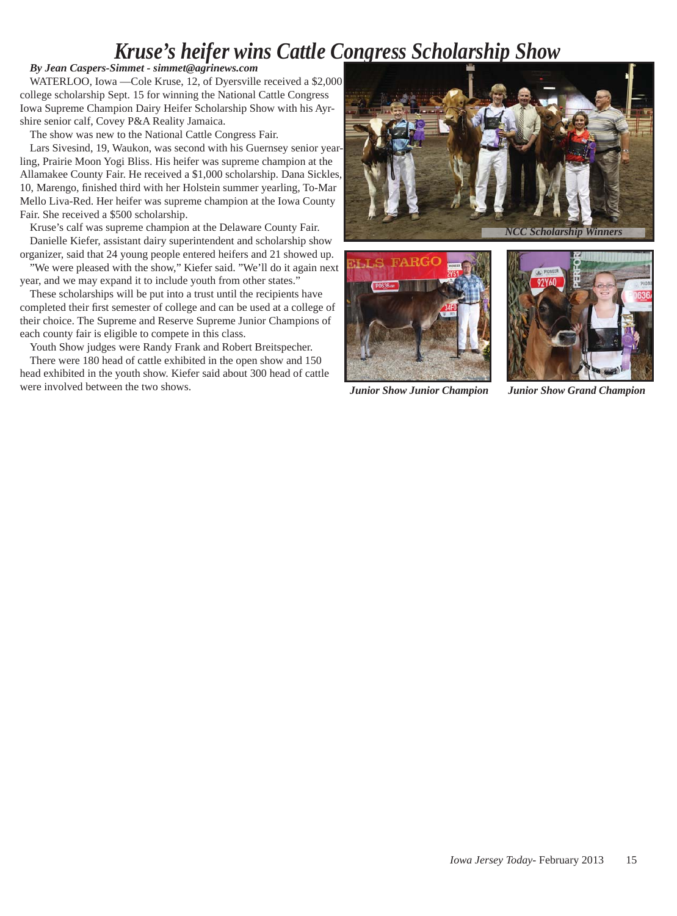# Kruse's heifer wins Cattle Congress Scholarship Show

***By Jean Caspers-Simmet - simmet@agrinews.com***

WATERLOO, Iowa —Cole Kruse, 12, of Dyersville received a $2,000 college scholarship Sept. 15 for winning the National Cattle Congress Iowa Supreme Champion Dairy Heifer Scholarship Show with his Ayrshire senior calf, Covey P&A Reality Jamaica.

The show was new to the National Cattle Congress Fair.

Lars Sivesind, 19, Waukon, was second with his Guernsey senior yearling, Prairie Moon Yogi Bliss. His heifer was supreme champion at the Allamakee County Fair. He received a $1,000 scholarship. Dana Sickles, 10, Marengo, finished third with her Holstein summer yearling, To-Mar Mello Liva-Red. Her heifer was supreme champion at the Iowa County Fair. She received a $500 scholarship.

Kruse's calf was supreme champion at the Delaware County Fair.

Danielle Kiefer, assistant dairy superintendent and scholarship show organizer, said that 24 young people entered heifers and 21 showed up.

"We were pleased with the show," Kiefer said. "We'll do it again next year, and we may expand it to include youth from other states."

These scholarships will be put into a trust until the recipients have completed their first semester of college and can be used at a college of their choice. The Supreme and Reserve Supreme Junior Champions of each county fair is eligible to compete in this class.

Youth Show judges were Randy Frank and Robert Breitspecher.

There were 180 head of cattle exhibited in the open show and 150 head exhibited in the youth show. Kiefer said about 300 head of cattle were involved between the two shows.

*NCC Scholarship Winners*

*Junior Show Junior Champion*

*Junior Show Grand Champion*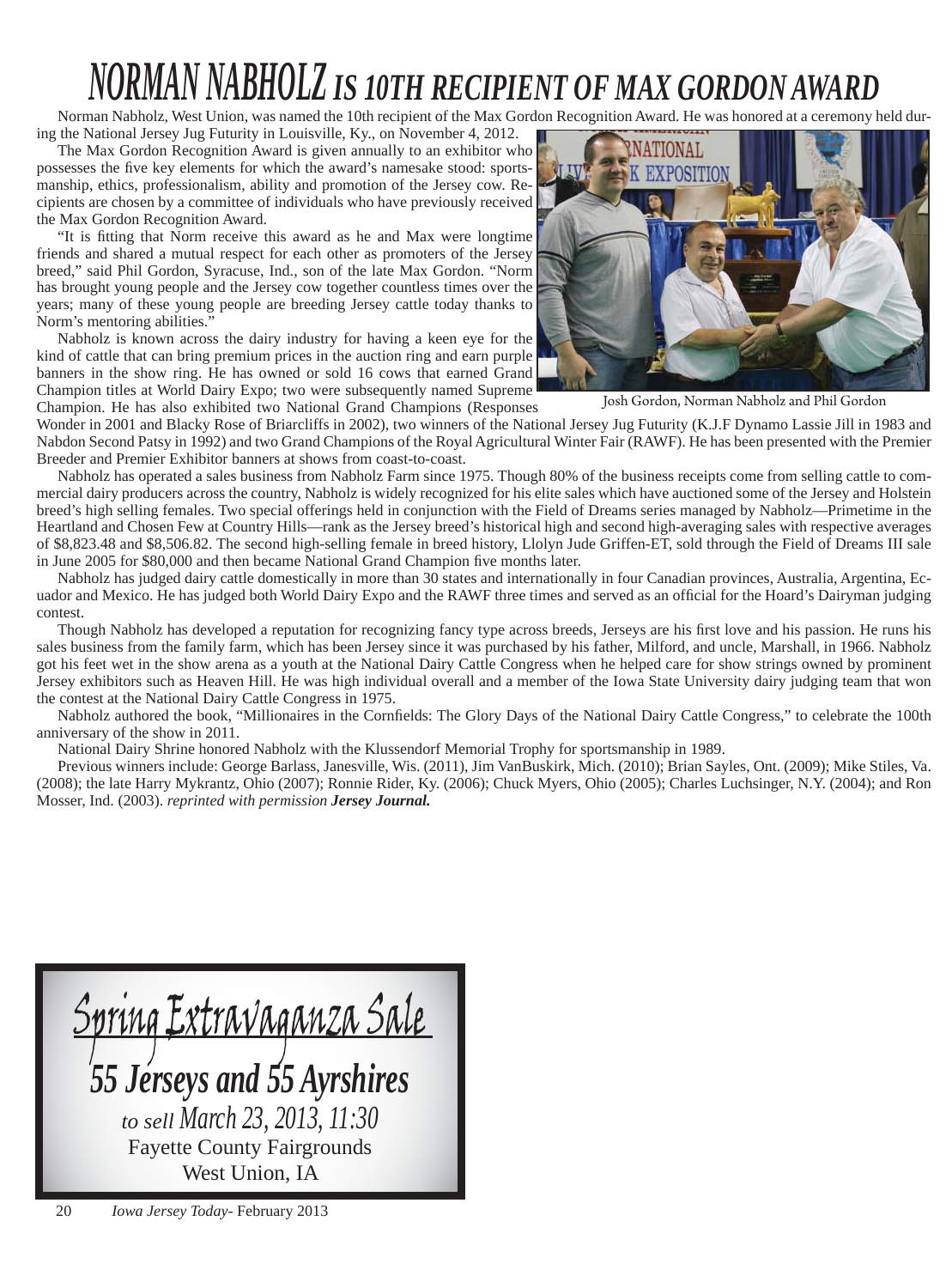# NORMAN NABHOLZ IS 10TH RECIPIENT OF MAX GORDON AWARD

Norman Nabholz, West Union, was named the 10th recipient of the Max Gordon Recognition Award. He was honored at a ceremony held during the National Jersey Jug Futurity in Louisville, Ky., on November 4, 2012.

The Max Gordon Recognition Award is given annually to an exhibitor who possesses the five key elements for which the award's namesake stood: sportsmanship, ethics, professionalism, ability and promotion of the Jersey cow. Recipients are chosen by a committee of individuals who have previously received the Max Gordon Recognition Award.

"It is fitting that Norm receive this award as he and Max were longtime friends and shared a mutual respect for each other as promoters of the Jersey breed," said Phil Gordon, Syracuse, Ind., son of the late Max Gordon. "Norm has brought young people and the Jersey cow together countless times over the years; many of these young people are breeding Jersey cattle today thanks to Norm's mentoring abilities."

Josh Gordon, Norman Nabholz and Phil Gordon

Nabholz is known across the dairy industry for having a keen eye for the kind of cattle that can bring premium prices in the auction ring and earn purple banners in the show ring. He has owned or sold 16 cows that earned Grand Champion titles at World Dairy Expo; two were subsequently named Supreme Champion. He has also exhibited two National Grand Champions (Responses Wonder in 2001 and Blacky Rose of Briarcliffs in 2002), two winners of the National Jersey Jug Futurity (K.J.F Dynamo Lassie Jill in 1983 and Nabdon Second Patsy in 1992) and two Grand Champions of the Royal Agricultural Winter Fair (RAWF). He has been presented with the Premier Breeder and Premier Exhibitor banners at shows from coast-to-coast.

Nabholz has operated a sales business from Nabholz Farm since 1975. Though 80% of the business receipts come from selling cattle to commercial dairy producers across the country, Nabholz is widely recognized for his elite sales which have auctioned some of the Jersey and Holstein breed's high selling females. Two special offerings held in conjunction with the Field of Dreams series managed by Nabholz—Primetime in the Heartland and Chosen Few at Country Hills—rank as the Jersey breed's historical high and second high-averaging sales with respective averages of $8,823.48 and $8,506.82. The second high-selling female in breed history, Llolyn Jude Griffen-ET, sold through the Field of Dreams III sale in June 2005 for $80,000 and then became National Grand Champion five months later.

Nabholz has judged dairy cattle domestically in more than 30 states and internationally in four Canadian provinces, Australia, Argentina, Ecuador and Mexico. He has judged both World Dairy Expo and the RAWF three times and served as an official for the Hoard's Dairyman judging contest.

Though Nabholz has developed a reputation for recognizing fancy type across breeds, Jerseys are his first love and his passion. He runs his sales business from the family farm, which has been Jersey since it was purchased by his father, Milford, and uncle, Marshall, in 1966. Nabholz got his feet wet in the show arena as a youth at the National Dairy Cattle Congress when he helped care for show strings owned by prominent Jersey exhibitors such as Heaven Hill. He was high individual overall and a member of the Iowa State University dairy judging team that won the contest at the National Dairy Cattle Congress in 1975.

Nabholz authored the book, "Millionaires in the Cornfields: The Glory Days of the National Dairy Cattle Congress," to celebrate the 100th anniversary of the show in 2011.

National Dairy Shrine honored Nabholz with the Klussendorf Memorial Trophy for sportsmanship in 1989.

Previous winners include: George Barlass, Janesville, Wis. (2011), Jim VanBuskirk, Mich. (2010); Brian Sayles, Ont. (2009); Mike Stiles, Va. (2008); the late Harry Mykrantz, Ohio (2007); Ronnie Rider, Ky. (2006); Chuck Myers, Ohio (2005); Charles Luchsinger, N.Y. (2004); and Ron Mosser, Ind. (2003). *reprinted with permission **Jersey Journal.***

**Spring Extravaganza Sale**

**55 Jerseys and 55 Ayrshires**

*to sell March 23, 2013, 11:30*

Fayette County Fairgrounds

West Union, IA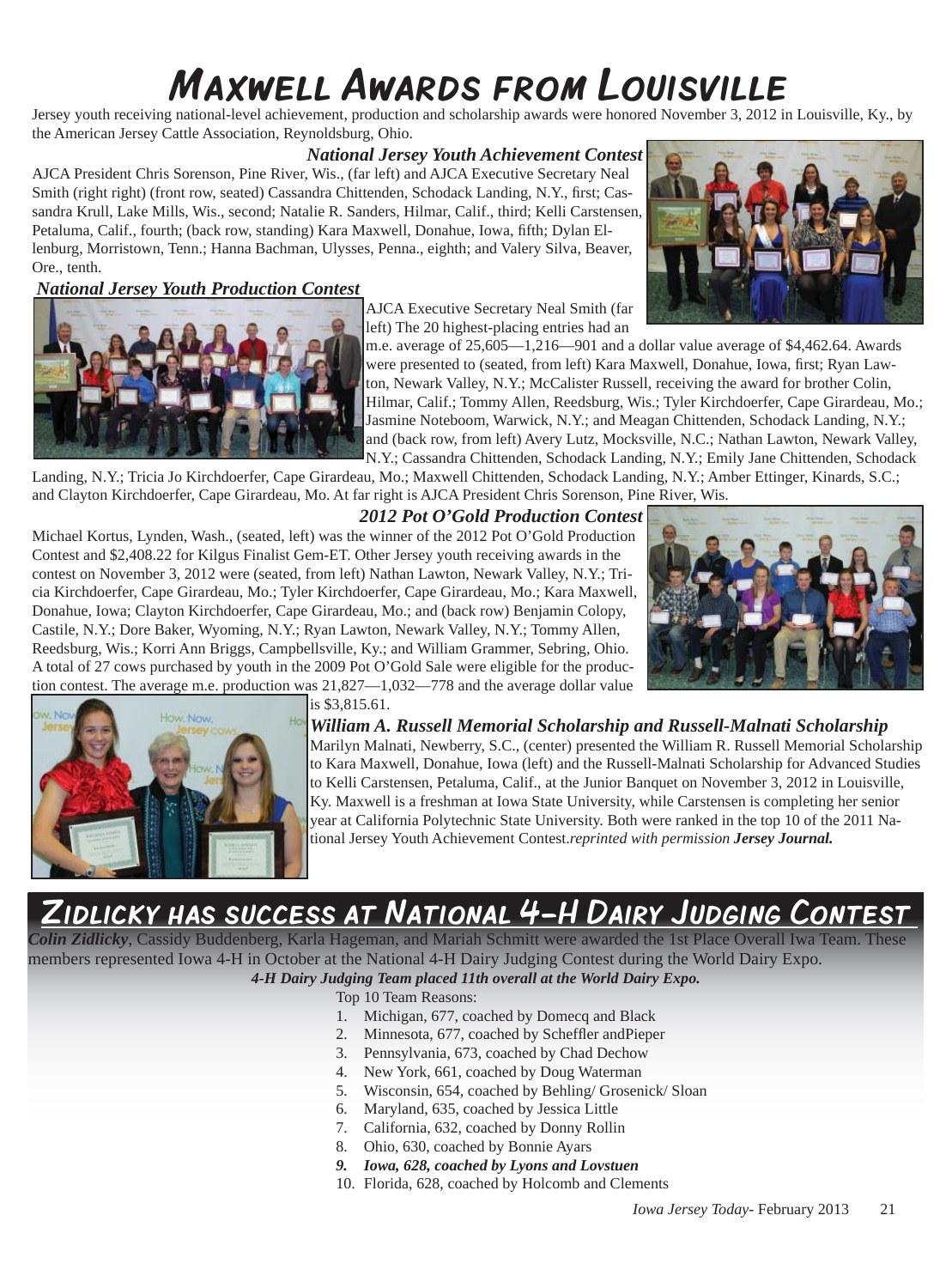# Maxwell Awards from Louisville

Jersey youth receiving national-level achievement, production and scholarship awards were honored November 3, 2012 in Louisville, Ky., by the American Jersey Cattle Association, Reynoldsburg, Ohio.

### *National Jersey Youth Achievement Contest*

AJCA President Chris Sorenson, Pine River, Wis., (far left) and AJCA Executive Secretary Neal Smith (right right) (front row, seated) Cassandra Chittenden, Schodack Landing, N.Y., first; Cassandra Krull, Lake Mills, Wis., second; Natalie R. Sanders, Hilmar, Calif., third; Kelli Carstensen, Petaluma, Calif., fourth; (back row, standing) Kara Maxwell, Donahue, Iowa, fifth; Dylan Ellenburg, Morristown, Tenn.; Hanna Bachman, Ulysses, Penna., eighth; and Valery Silva, Beaver, Ore., tenth.

### *National Jersey Youth Production Contest*

AJCA Executive Secretary Neal Smith (far left) The 20 highest-placing entries had an m.e. average of 25,605—1,216—901 and a dollar value average of $4,462.64. Awards were presented to (seated, from left) Kara Maxwell, Donahue, Iowa, first; Ryan Lawton, Newark Valley, N.Y.; McCalister Russell, receiving the award for brother Colin, Hilmar, Calif.; Tommy Allen, Reedsburg, Wis.; Tyler Kirchdoerfer, Cape Girardeau, Mo.; Jasmine Noteboom, Warwick, N.Y.; and Meagan Chittenden, Schodack Landing, N.Y.; and (back row, from left) Avery Lutz, Mocksville, N.C.; Nathan Lawton, Newark Valley, N.Y.; Cassandra Chittenden, Schodack Landing, N.Y.; Emily Jane Chittenden, Schodack Landing, N.Y.; Tricia Jo Kirchdoerfer, Cape Girardeau, Mo.; Maxwell Chittenden, Schodack Landing, N.Y.; Amber Ettinger, Kinards, S.C.; and Clayton Kirchdoerfer, Cape Girardeau, Mo. At far right is AJCA President Chris Sorenson, Pine River, Wis.

### *2012 Pot O'Gold Production Contest*

Michael Kortus, Lynden, Wash., (seated, left) was the winner of the 2012 Pot O'Gold Production Contest and $2,408.22 for Kilgus Finalist Gem-ET. Other Jersey youth receiving awards in the contest on November 3, 2012 were (seated, from left) Nathan Lawton, Newark Valley, N.Y.; Tricia Kirchdoerfer, Cape Girardeau, Mo.; Tyler Kirchdoerfer, Cape Girardeau, Mo.; Kara Maxwell, Donahue, Iowa; Clayton Kirchdoerfer, Cape Girardeau, Mo.; and (back row) Benjamin Colopy, Castile, N.Y.; Dore Baker, Wyoming, N.Y.; Ryan Lawton, Newark Valley, N.Y.; Tommy Allen, Reedsburg, Wis.; Korri Ann Briggs, Campbellsville, Ky.; and William Grammer, Sebring, Ohio. A total of 27 cows purchased by youth in the 2009 Pot O'Gold Sale were eligible for the production contest. The average m.e. production was 21,827—1,032—778 and the average dollar value is $3,815.61.

### *William A. Russell Memorial Scholarship and Russell-Malnati Scholarship*

Marilyn Malnati, Newberry, S.C., (center) presented the William R. Russell Memorial Scholarship to Kara Maxwell, Donahue, Iowa (left) and the Russell-Malnati Scholarship for Advanced Studies to Kelli Carstensen, Petaluma, Calif., at the Junior Banquet on November 3, 2012 in Louisville, Ky. Maxwell is a freshman at Iowa State University, while Carstensen is completing her senior year at California Polytechnic State University. Both were ranked in the top 10 of the 2011 National Jersey Youth Achievement Contest.*reprinted with permission **Jersey Journal.***

# Zidlicky has success at National 4-H Dairy Judging Contest

***Colin Zidlicky***, Cassidy Buddenberg, Karla Hageman, and Mariah Schmitt were awarded the 1st Place Overall Iwa Team. These members represented Iowa 4-H in October at the National 4-H Dairy Judging Contest during the World Dairy Expo.

***4-H Dairy Judging Team placed 11th overall at the World Dairy Expo.***

Top 10 Team Reasons:

1. Michigan, 677, coached by Domecq and Black
2. Minnesota, 677, coached by Scheffler andPieper
3. Pennsylvania, 673, coached by Chad Dechow
4. New York, 661, coached by Doug Waterman
5. Wisconsin, 654, coached by Behling/ Grosenick/ Sloan
6. Maryland, 635, coached by Jessica Little
7. California, 632, coached by Donny Rollin
8. Ohio, 630, coached by Bonnie Ayars
9. ***Iowa, 628, coached by Lyons and Lovstuen***
10. Florida, 628, coached by Holcomb and Clements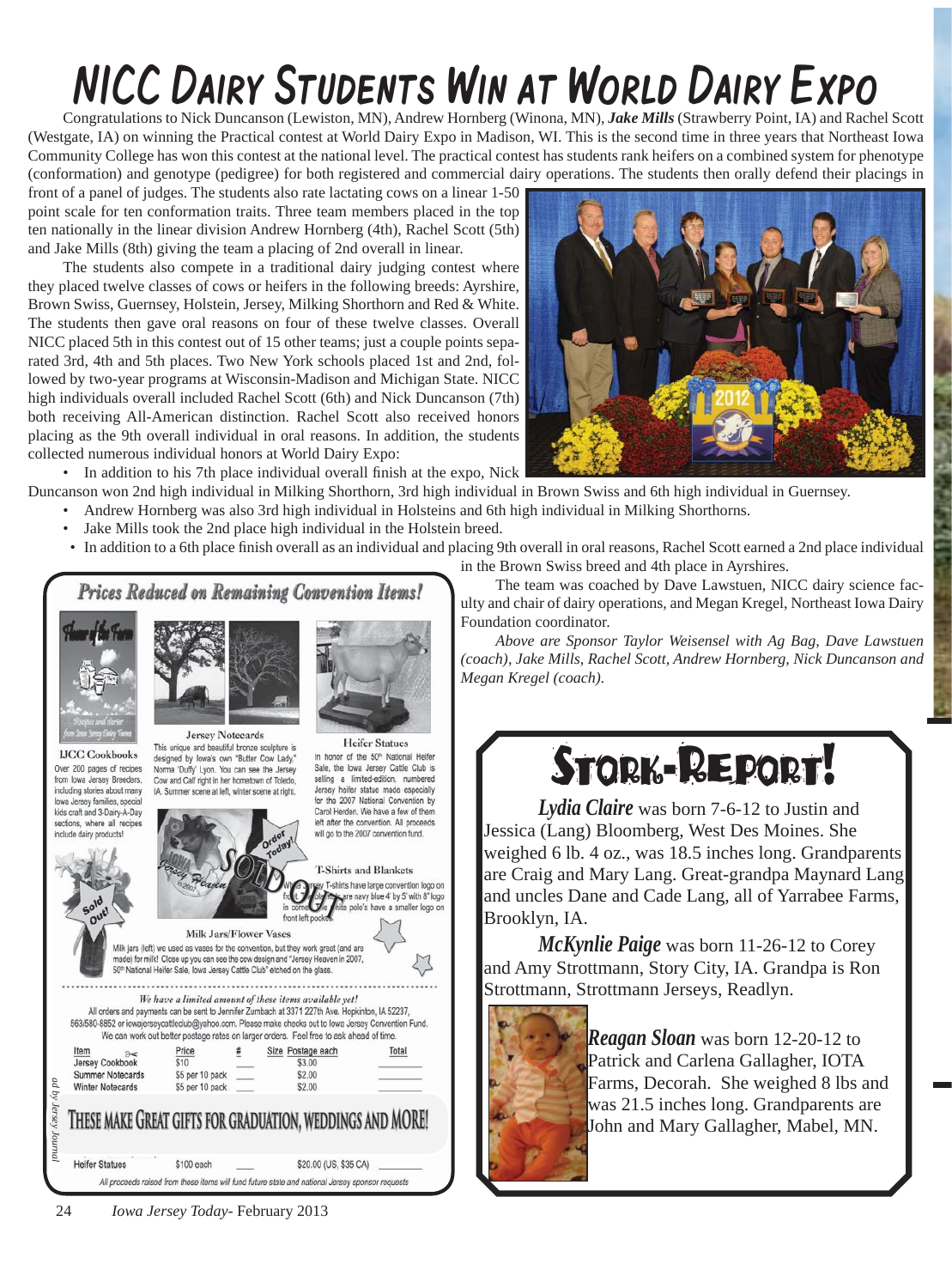# NICC Dairy Students Win at World Dairy Expo

Congratulations to Nick Duncanson (Lewiston, MN), Andrew Hornberg (Winona, MN), ***Jake Mills*** (Strawberry Point, IA) and Rachel Scott (Westgate, IA) on winning the Practical contest at World Dairy Expo in Madison, WI. This is the second time in three years that Northeast Iowa Community College has won this contest at the national level. The practical contest has students rank heifers on a combined system for phenotype (conformation) and genotype (pedigree) for both registered and commercial dairy operations. The students then orally defend their placings in front of a panel of judges. The students also rate lactating cows on a linear 1-50 point scale for ten conformation traits. Three team members placed in the top ten nationally in the linear division Andrew Hornberg (4th), Rachel Scott (5th) and Jake Mills (8th) giving the team a placing of 2nd overall in linear.

The students also compete in a traditional dairy judging contest where they placed twelve classes of cows or heifers in the following breeds: Ayrshire, Brown Swiss, Guernsey, Holstein, Jersey, Milking Shorthorn and Red & White. The students then gave oral reasons on four of these twelve classes. Overall NICC placed 5th in this contest out of 15 other teams; just a couple points separated 3rd, 4th and 5th places. Two New York schools placed 1st and 2nd, followed by two-year programs at Wisconsin-Madison and Michigan State. NICC high individuals overall included Rachel Scott (6th) and Nick Duncanson (7th) both receiving All-American distinction. Rachel Scott also received honors placing as the 9th overall individual in oral reasons. In addition, the students collected numerous individual honors at World Dairy Expo:

- In addition to his 7th place individual overall finish at the expo, Nick Duncanson won 2nd high individual in Milking Shorthorn, 3rd high individual in Brown Swiss and 6th high individual in Guernsey.
- Andrew Hornberg was also 3rd high individual in Holsteins and 6th high individual in Milking Shorthorns.
- Jake Mills took the 2nd place high individual in the Holstein breed.
- In addition to a 6th place finish overall as an individual and placing 9th overall in oral reasons, Rachel Scott earned a 2nd place individual in the Brown Swiss breed and 4th place in Ayrshires.

The team was coached by Dave Lawstuen, NICC dairy science faculty and chair of dairy operations, and Megan Kregel, Northeast Iowa Dairy Foundation coordinator.

*Above are Sponsor Taylor Weisensel with Ag Bag, Dave Lawstuen (coach), Jake Mills, Rachel Scott, Andrew Hornberg, Nick Duncanson and Megan Kregel (coach).*

## Prices Reduced on Remaining Convention Items!

**IJCC Cookbooks**
Over 200 pages of recipes from Iowa Jersey Breeders, including stories about many Iowa Jersey families, special kids craft and 3-Dairy-A-Day sections, where all recipes include dairy products!

**Jersey Notecards**
This unique and beautiful bronze sculpture is designed by Iowa's own "Butter Cow Lady," Norma 'Duffy' Lyon. You can see the Jersey Cow and Calf right in her hometown of Toledo, IA. Summer scene at left, winter scene at right.

**Heifer Statues**
In honor of the 50th National Heifer Sale, the Iowa Jersey Cattle Club is selling a limited-edition, numbered Jersey heifer statue made especially for the 2007 National Convention by Carol Herden. We have a few of them left after the convention. All proceeds will go to the 2007 convention fund.

Order Today!

Sold Out!

SOLD OUT

**T-Shirts and Blankets**
White Jersey T-shirts have large convention logo on front ... are navy blue 4' by 5' with 8" logo in corner ... white polo's have a smaller logo on front left pocket.

**Milk Jars/Flower Vases**
Milk jars (left) we used as vases for the convention, but they work great (and are made) for milk! Close up you can see the cow design and "Jersey Heaven in 2007, 50th National Heifer Sale, Iowa Jersey Cattle Club" etched on the glass.

*We have a limited amount of these items available yet!*
All orders and payments can be sent to Jennifer Zumbach at 3371 227th Ave. Hopkinton, IA 52237, 563/580-8852 or iowajerseycattleclub@yahoo.com. Please make checks out to Iowa Jersey Convention Fund. We can work out better postage rates on larger orders. Feel free to ask ahead of time.

| Item | Price | # | Size | Postage each | Total |
|---|---|---|---|---|---|
| Jersey Cookbook | $10 | ___ | | $3.00 | ______ |
| Summer Notecards | $5 per 10 pack | ___ | | $2.00 | ______ |
| Winter Notecards | $5 per 10 pack | ___ | | $2.00 | ______ |
| Heifer Statues | $100 each | ___ | | $20.00 (US, $35 CA) | ______ |

**THESE MAKE GREAT GIFTS FOR GRADUATION, WEDDINGS AND MORE!**

*All proceeds raised from these items will fund future state and national Jersey sponsor requests*

*ad by Jersey Journal*

## Stork-Report!

***Lydia Claire*** was born 7-6-12 to Justin and Jessica (Lang) Bloomberg, West Des Moines. She weighed 6 lb. 4 oz., was 18.5 inches long. Grandparents are Craig and Mary Lang. Great-grandpa Maynard Lang and uncles Dane and Cade Lang, all of Yarrabee Farms, Brooklyn, IA.

***McKynlie Paige*** was born 11-26-12 to Corey and Amy Strottmann, Story City, IA. Grandpa is Ron Strottmann, Strottmann Jerseys, Readlyn.

***Reagan Sloan*** was born 12-20-12 to Patrick and Carlena Gallagher, IOTA Farms, Decorah. She weighed 8 lbs and was 21.5 inches long. Grandparents are John and Mary Gallagher, Mabel, MN.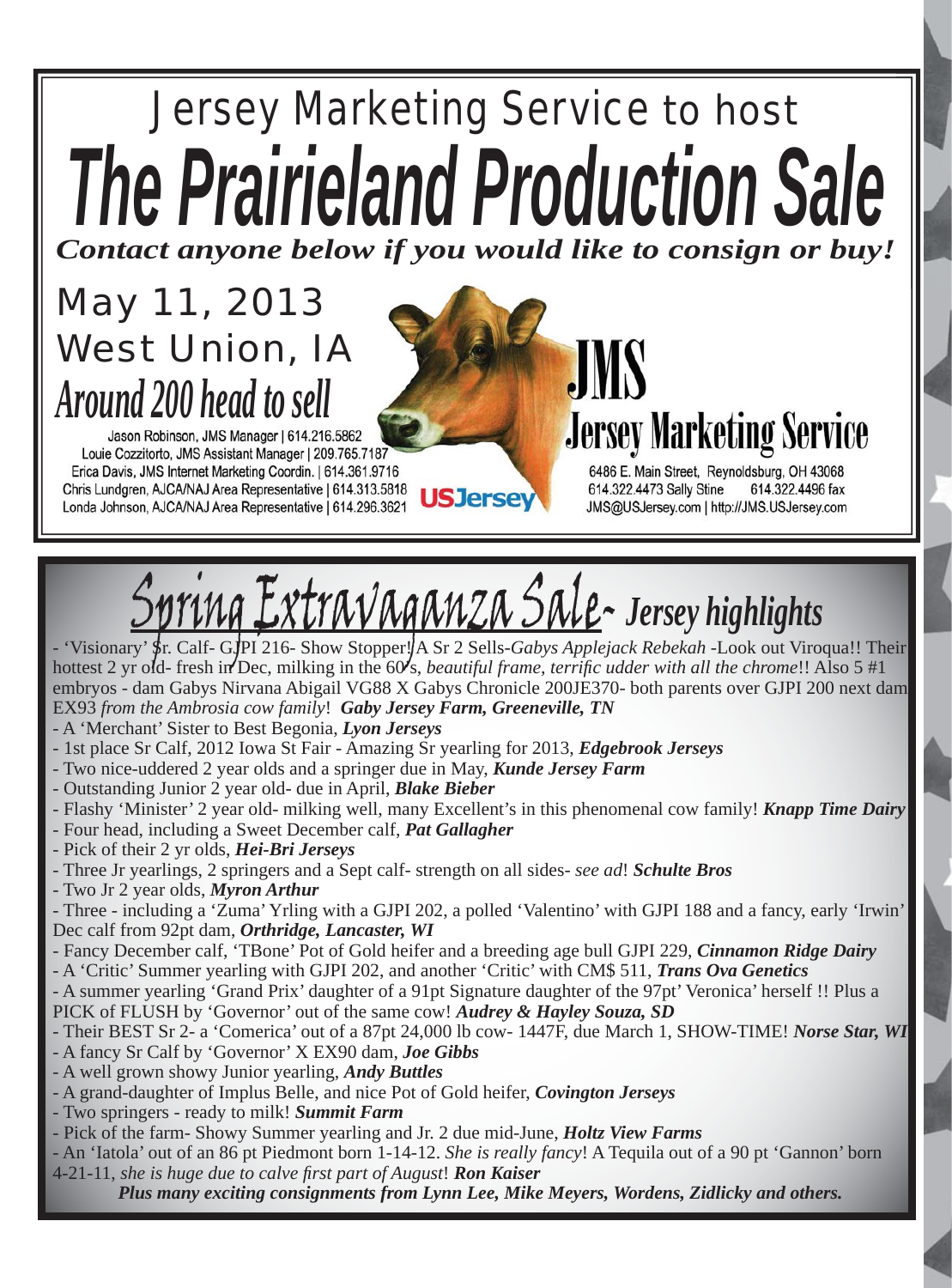# Jersey Marketing Service to host

# The Prairieland Production Sale

***Contact anyone below if you would like to consign or buy!***

May 11, 2013
West Union, IA

**Around 200 head to sell**

Jason Robinson, JMS Manager | 614.216.5862
Louie Cozzitorto, JMS Assistant Manager | 209.765.7187
Erica Davis, JMS Internet Marketing Coordin. | 614.361.9716
Chris Lundgren, AJCA/NAJ Area Representative | 614.313.5818
Londa Johnson, AJCA/NAJ Area Representative | 614.296.3621

USJersey

**JMS**
**Jersey Marketing Service**

6486 E. Main Street, Reynoldsburg, OH 43068
614.322.4473 Sally Stine 614.322.4496 fax
JMS@USJersey.com | http://JMS.USJersey.com

## Spring Extravaganza Sale- *Jersey highlights*

- 'Visionary' Sr. Calf- GJPI 216- Show Stopper! A Sr 2 Sells-*Gabys Applejack Rebekah* -Look out Viroqua!! Their hottest 2 yr old- fresh in Dec, milking in the 60's, *beautiful frame, terrific udder with all the chrome*!! Also 5 #1 embryos - dam Gabys Nirvana Abigail VG88 X Gabys Chronicle 200JE370- both parents over GJPI 200 next dam EX93 *from the Ambrosia cow family*! ***Gaby Jersey Farm, Greeneville, TN***
- A 'Merchant' Sister to Best Begonia, ***Lyon Jerseys***
- 1st place Sr Calf, 2012 Iowa St Fair - Amazing Sr yearling for 2013, ***Edgebrook Jerseys***
- Two nice-uddered 2 year olds and a springer due in May, ***Kunde Jersey Farm***
- Outstanding Junior 2 year old- due in April, ***Blake Bieber***
- Flashy 'Minister' 2 year old- milking well, many Excellent's in this phenomenal cow family! ***Knapp Time Dairy***
- Four head, including a Sweet December calf, ***Pat Gallagher***
- Pick of their 2 yr olds, ***Hei-Bri Jerseys***
- Three Jr yearlings, 2 springers and a Sept calf- strength on all sides- *see ad*! ***Schulte Bros***
- Two Jr 2 year olds, ***Myron Arthur***
- Three - including a 'Zuma' Yrling with a GJPI 202, a polled 'Valentino' with GJPI 188 and a fancy, early 'Irwin' Dec calf from 92pt dam, ***Orthridge, Lancaster, WI***
- Fancy December calf, 'TBone' Pot of Gold heifer and a breeding age bull GJPI 229, ***Cinnamon Ridge Dairy***
- A 'Critic' Summer yearling with GJPI 202, and another 'Critic' with CM$ 511, ***Trans Ova Genetics***
- A summer yearling 'Grand Prix' daughter of a 91pt Signature daughter of the 97pt' Veronica' herself !! Plus a PICK of FLUSH by 'Governor' out of the same cow! ***Audrey & Hayley Souza, SD***
- Their BEST Sr 2- a 'Comerica' out of a 87pt 24,000 lb cow- 1447F, due March 1, SHOW-TIME! ***Norse Star, WI***
- A fancy Sr Calf by 'Governor' X EX90 dam, ***Joe Gibbs***
- A well grown showy Junior yearling, ***Andy Buttles***
- A grand-daughter of Implus Belle, and nice Pot of Gold heifer, ***Covington Jerseys***
- Two springers - ready to milk! ***Summit Farm***
- Pick of the farm- Showy Summer yearling and Jr. 2 due mid-June, ***Holtz View Farms***
- An 'Iatola' out of an 86 pt Piedmont born 1-14-12. *She is really fancy*! A Tequila out of a 90 pt 'Gannon' born 4-21-11, *she is huge due to calve first part of August*! ***Ron Kaiser***

***Plus many exciting consignments from Lynn Lee, Mike Meyers, Wordens, Zidlicky and others.***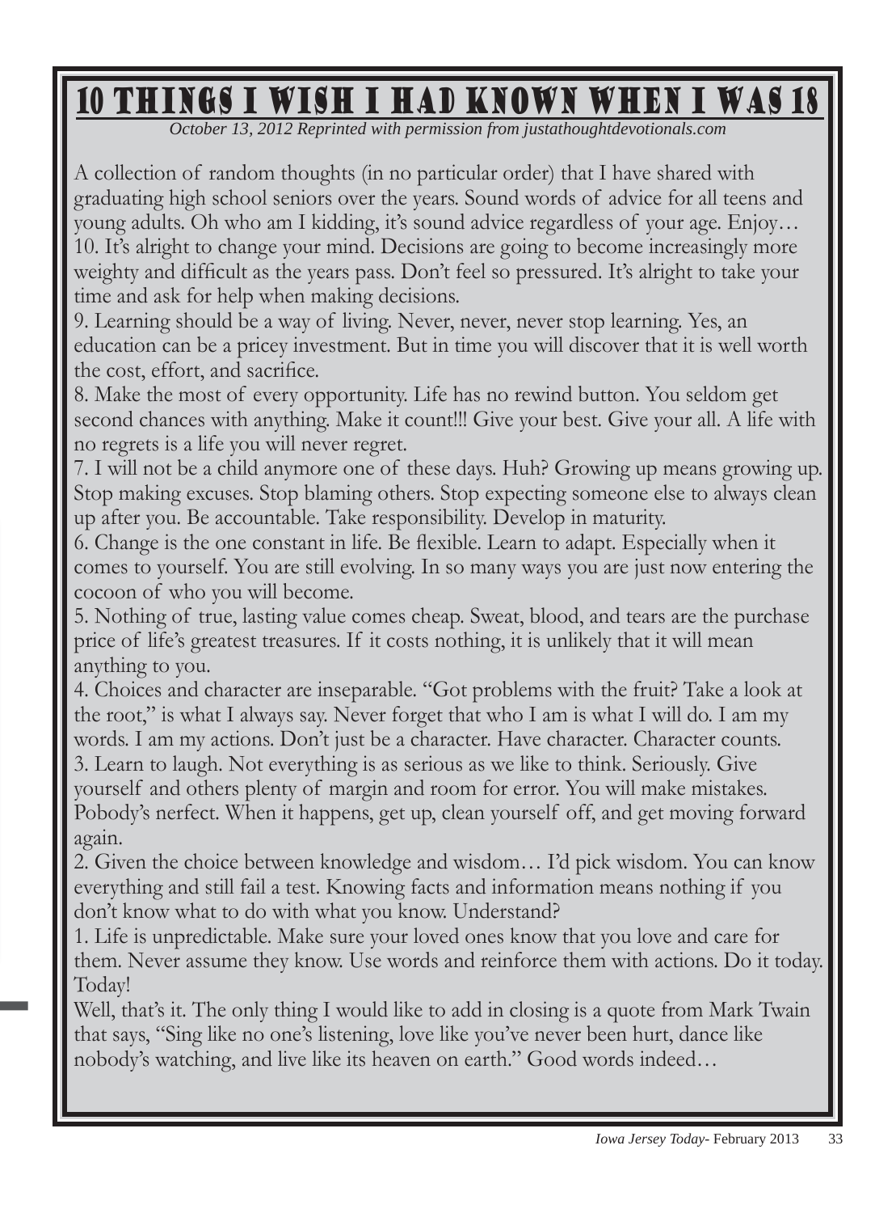# 10 THINGS I WISH I HAD KNOWN WHEN I WAS 18

*October 13, 2012 Reprinted with permission from justathoughtdevotionals.com*

A collection of random thoughts (in no particular order) that I have shared with graduating high school seniors over the years. Sound words of advice for all teens and young adults. Oh who am I kidding, it's sound advice regardless of your age. Enjoy…

10. It's alright to change your mind. Decisions are going to become increasingly more weighty and difficult as the years pass. Don't feel so pressured. It's alright to take your time and ask for help when making decisions.

9. Learning should be a way of living. Never, never, never stop learning. Yes, an education can be a pricey investment. But in time you will discover that it is well worth the cost, effort, and sacrifice.

8. Make the most of every opportunity. Life has no rewind button. You seldom get second chances with anything. Make it count!!! Give your best. Give your all. A life with no regrets is a life you will never regret.

7. I will not be a child anymore one of these days. Huh? Growing up means growing up. Stop making excuses. Stop blaming others. Stop expecting someone else to always clean up after you. Be accountable. Take responsibility. Develop in maturity.

6. Change is the one constant in life. Be flexible. Learn to adapt. Especially when it comes to yourself. You are still evolving. In so many ways you are just now entering the cocoon of who you will become.

5. Nothing of true, lasting value comes cheap. Sweat, blood, and tears are the purchase price of life's greatest treasures. If it costs nothing, it is unlikely that it will mean anything to you.

4. Choices and character are inseparable. "Got problems with the fruit? Take a look at the root," is what I always say. Never forget that who I am is what I will do. I am my words. I am my actions. Don't just be a character. Have character. Character counts.

3. Learn to laugh. Not everything is as serious as we like to think. Seriously. Give yourself and others plenty of margin and room for error. You will make mistakes. Pobody's nerfect. When it happens, get up, clean yourself off, and get moving forward again.

2. Given the choice between knowledge and wisdom… I'd pick wisdom. You can know everything and still fail a test. Knowing facts and information means nothing if you don't know what to do with what you know. Understand?

1. Life is unpredictable. Make sure your loved ones know that you love and care for them. Never assume they know. Use words and reinforce them with actions. Do it today. Today!

Well, that's it. The only thing I would like to add in closing is a quote from Mark Twain that says, "Sing like no one's listening, love like you've never been hurt, dance like nobody's watching, and live like its heaven on earth." Good words indeed…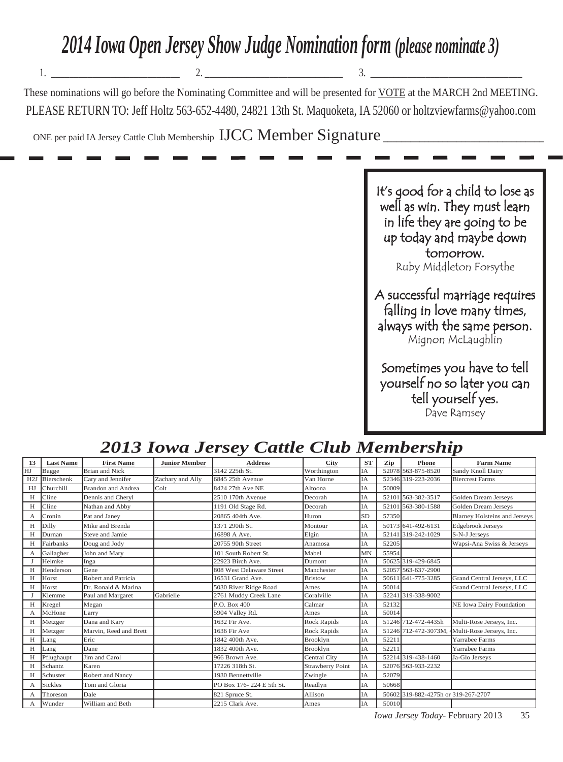# 2014 Iowa Open Jersey Show Judge Nomination form (please nominate 3)

1. ___________________________ 2. ______________________________ 3. _________________________________

These nominations will go before the Nominating Committee and will be presented for VOTE at the MARCH 2nd MEETING.

PLEASE RETURN TO: Jeff Holtz 563-652-4480, 24821 13th St. Maquoketa, IA 52060 or holtzviewfarms@yahoo.com

ONE per paid IA Jersey Cattle Club Membership IJCC Member Signature _______________________

It's good for a child to lose as well as win. They must learn in life they are going to be up today and maybe down tomorrow.
Ruby Middleton Forsythe

A successful marriage requires falling in love many times, always with the same person.
Mignon McLaughlin

Sometimes you have to tell yourself no so later you can tell yourself yes.
Dave Ramsey

## 2013 Iowa Jersey Cattle Club Membership

| 13 | Last Name | First Name | Junior Member | Address | City | ST | Zip | Phone | Farm Name |
|---|---|---|---|---|---|---|---|---|---|
| HJ | Bagge | Brian and Nick | | 3142 225th St. | Worthington | IA | 52078 | 563-875-8520 | Sandy Knoll Dairy |
| H2J | Bierschenk | Cary and Jennifer | Zachary and Ally | 6845 25th Avenue | Van Horne | IA | 52346 | 319-223-2036 | Biercrest Farms |
| HJ | Churchill | Brandon and Andrea | Colt | 8424 27th Ave NE | Altoona | IA | 50009 | | |
| H | Cline | Dennis and Cheryl | | 2510 170th Avenue | Decorah | IA | 52101 | 563-382-3517 | Golden Dream Jerseys |
| H | Cline | Nathan and Abby | | 1191 Old Stage Rd. | Decorah | IA | 52101 | 563-380-1588 | Golden Dream Jerseys |
| A | Cronin | Pat and Janey | | 20865 404th Ave. | Huron | SD | 57350 | | Blarney Holsteins and Jerseys |
| H | Dilly | Mike and Brenda | | 1371 290th St. | Montour | IA | 50173 | 641-492-6131 | Edgebrook Jerseys |
| H | Durnan | Steve and Jamie | | 16898 A Ave. | Elgin | IA | 52141 | 319-242-1029 | S-N-J Jerseys |
| H | Fairbanks | Doug and Jody | | 20755 90th Street | Anamosa | IA | 52205 | | Wapsi-Ana Swiss & Jerseys |
| A | Gallagher | John and Mary | | 101 South Robert St. | Mabel | MN | 55954 | | |
| J | Helmke | Inga | | 22923 Birch Ave. | Dumont | IA | 50625 | 319-429-6845 | |
| H | Henderson | Gene | | 808 West Delaware Street | Manchester | IA | 52057 | 563-637-2900 | |
| H | Horst | Robert and Patricia | | 16531 Grand Ave. | Bristow | IA | 50611 | 641-775-3285 | Grand Central Jerseys, LLC |
| H | Horst | Dr. Ronald & Marina | | 5030 River Ridge Road | Ames | IA | 50014 | | Grand Central Jerseys, LLC |
| J | Klemme | Paul and Margaret | Gabrielle | 2761 Muddy Creek Lane | Coralville | IA | 52241 | 319-338-9002 | |
| H | Kregel | Megan | | P.O. Box 400 | Calmar | IA | 52132 | | NE Iowa Dairy Foundation |
| A | McHone | Larry | | 5904 Valley Rd. | Ames | IA | 50014 | | |
| H | Metzger | Dana and Kary | | 1632 Fir Ave. | Rock Rapids | IA | 51246 | 712-472-4435h | Multi-Rose Jerseys, Inc. |
| H | Metzger | Marvin, Reed and Brett | | 1636 Fir Ave | Rock Rapids | IA | 51246 | 712-472-3073M, | Multi-Rose Jerseys, Inc. |
| H | Lang | Eric | | 1842 400th Ave. | Brooklyn | IA | 52211 | | Yarrabee Farms |
| H | Lang | Dane | | 1832 400th Ave. | Brooklyn | IA | 52211 | | Yarrabee Farms |
| H | Pflughaupt | Jim and Carol | | 966 Brown Ave. | Central City | IA | 52214 | 319-438-1460 | Ja-Glo Jerseys |
| H | Schantz | Karen | | 17226 318th St. | Strawberry Point | IA | 52076 | 563-933-2232 | |
| H | Schuster | Robert and Nancy | | 1930 Bennettville | Zwingle | IA | 52079 | | |
| A | Sickles | Tom and Gloria | | PO Box 176- 224 E 5th St. | Readlyn | IA | 50668 | | |
| A | Thoreson | Dale | | 821 Spruce St. | Allison | IA | 50602 | 319-882-4275h or 319-267-2707 | |
| A | Wunder | William and Beth | | 2215 Clark Ave. | Ames | IA | 50010 | | |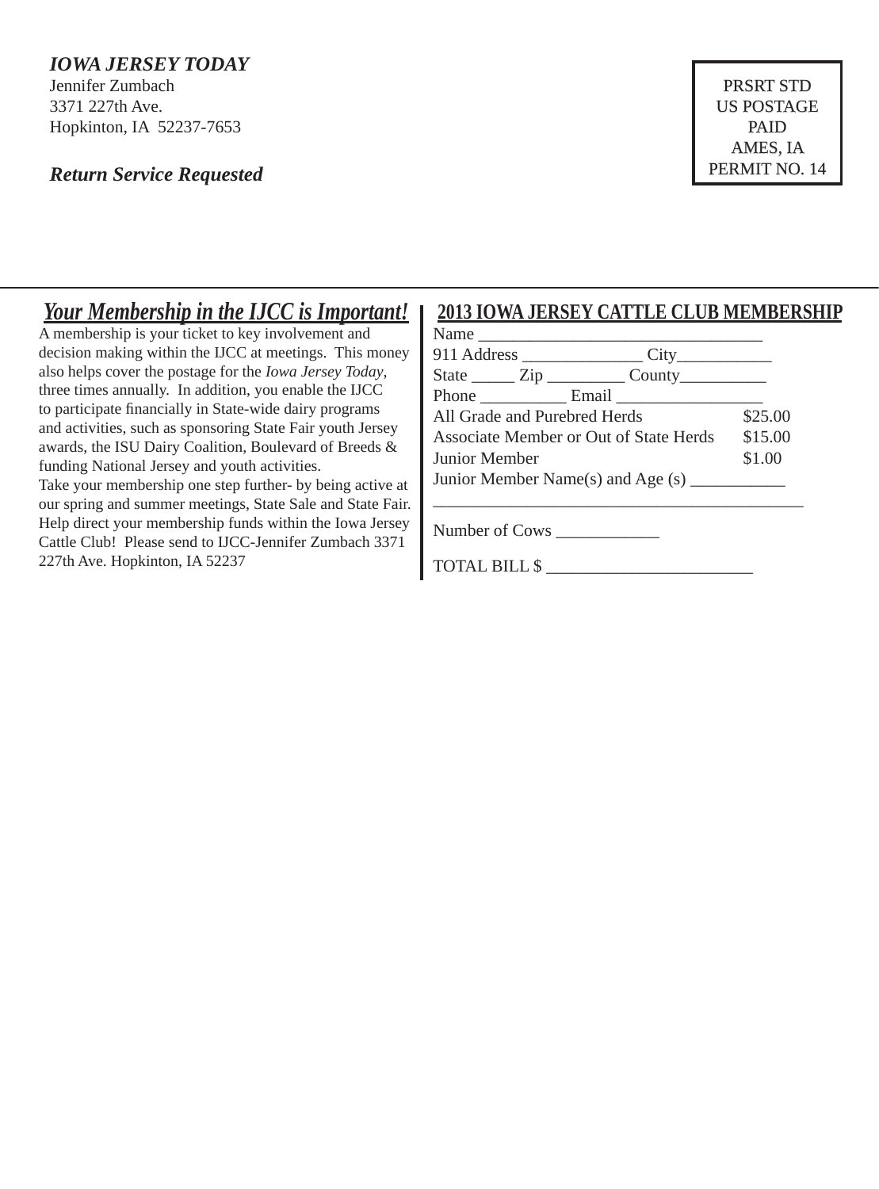***IOWA JERSEY TODAY***
Jennifer Zumbach
3371 227th Ave.
Hopkinton, IA 52237-7653

***Return Service Requested***

PRSRT STD
US POSTAGE
PAID
AMES, IA
PERMIT NO. 14

## *Your Membership in the IJCC is Important!*

A membership is your ticket to key involvement and decision making within the IJCC at meetings. This money also helps cover the postage for the *Iowa Jersey Today*, three times annually. In addition, you enable the IJCC to participate financially in State-wide dairy programs and activities, such as sponsoring State Fair youth Jersey awards, the ISU Dairy Coalition, Boulevard of Breeds & funding National Jersey and youth activities.
Take your membership one step further- by being active at our spring and summer meetings, State Sale and State Fair. Help direct your membership funds within the Iowa Jersey Cattle Club! Please send to IJCC-Jennifer Zumbach 3371 227th Ave. Hopkinton, IA 52237

## 2013 IOWA JERSEY CATTLE CLUB MEMBERSHIP

Name ________________________________
911 Address _____________ City__________
State _____ Zip _________ County__________
Phone __________ Email _________________

| | |
|---|---|
| All Grade and Purebred Herds | $25.00 |
| Associate Member or Out of State Herds | $15.00 |
| Junior Member | $1.00 |

Junior Member Name(s) and Age (s) ___________
__________________________________________

Number of Cows ___________

TOTAL BILL $ _______________________